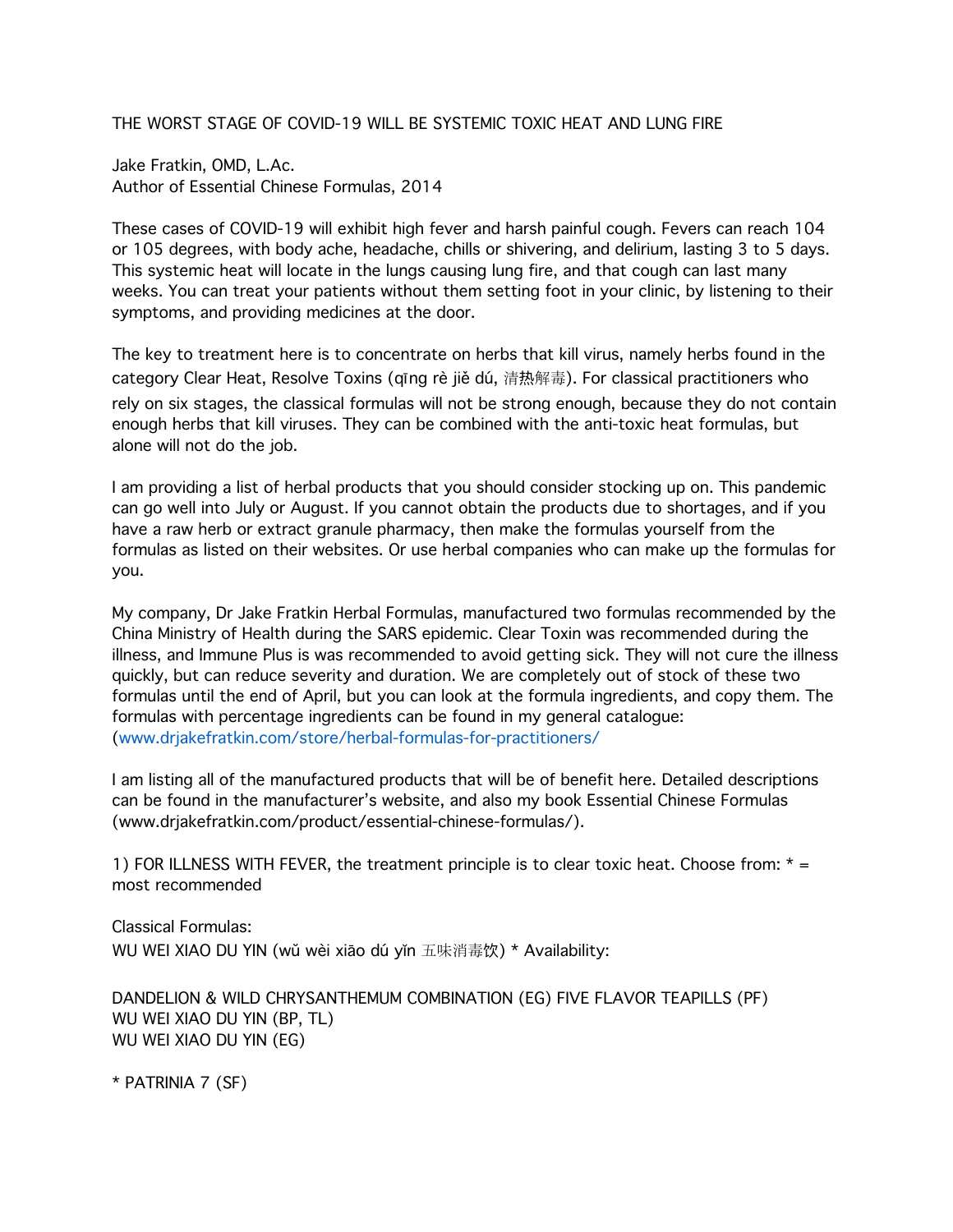# THE WORST STAGE OF COVID-19 WILL BE SYSTEMIC TOXIC HEAT AND LUNG FIRE

Jake Fratkin, OMD, L.Ac.
Author of Essential Chinese Formulas, 2014

These cases of COVID-19 will exhibit high fever and harsh painful cough. Fevers can reach 104 or 105 degrees, with body ache, headache, chills or shivering, and delirium, lasting 3 to 5 days. This systemic heat will locate in the lungs causing lung fire, and that cough can last many weeks. You can treat your patients without them setting foot in your clinic, by listening to their symptoms, and providing medicines at the door.

The key to treatment here is to concentrate on herbs that kill virus, namely herbs found in the category Clear Heat, Resolve Toxins (qīng rè jiě dú, 清热解毒). For classical practitioners who rely on six stages, the classical formulas will not be strong enough, because they do not contain enough herbs that kill viruses. They can be combined with the anti-toxic heat formulas, but alone will not do the job.

I am providing a list of herbal products that you should consider stocking up on. This pandemic can go well into July or August. If you cannot obtain the products due to shortages, and if you have a raw herb or extract granule pharmacy, then make the formulas yourself from the formulas as listed on their websites. Or use herbal companies who can make up the formulas for you.

My company, Dr Jake Fratkin Herbal Formulas, manufactured two formulas recommended by the China Ministry of Health during the SARS epidemic. Clear Toxin was recommended during the illness, and Immune Plus is was recommended to avoid getting sick. They will not cure the illness quickly, but can reduce severity and duration. We are completely out of stock of these two formulas until the end of April, but you can look at the formula ingredients, and copy them. The formulas with percentage ingredients can be found in my general catalogue: (www.drjakefratkin.com/store/herbal-formulas-for-practitioners/

I am listing all of the manufactured products that will be of benefit here. Detailed descriptions can be found in the manufacturer's website, and also my book Essential Chinese Formulas (www.drjakefratkin.com/product/essential-chinese-formulas/).

1) FOR ILLNESS WITH FEVER, the treatment principle is to clear toxic heat. Choose from: * = most recommended

Classical Formulas:
WU WEI XIAO DU YIN (wǔ wèi xiāo dú yǐn 五味消毒饮) * Availability:

DANDELION & WILD CHRYSANTHEMUM COMBINATION (EG) FIVE FLAVOR TEAPILLS (PF)
WU WEI XIAO DU YIN (BP, TL)
WU WEI XIAO DU YIN (EG)

* PATRINIA 7 (SF)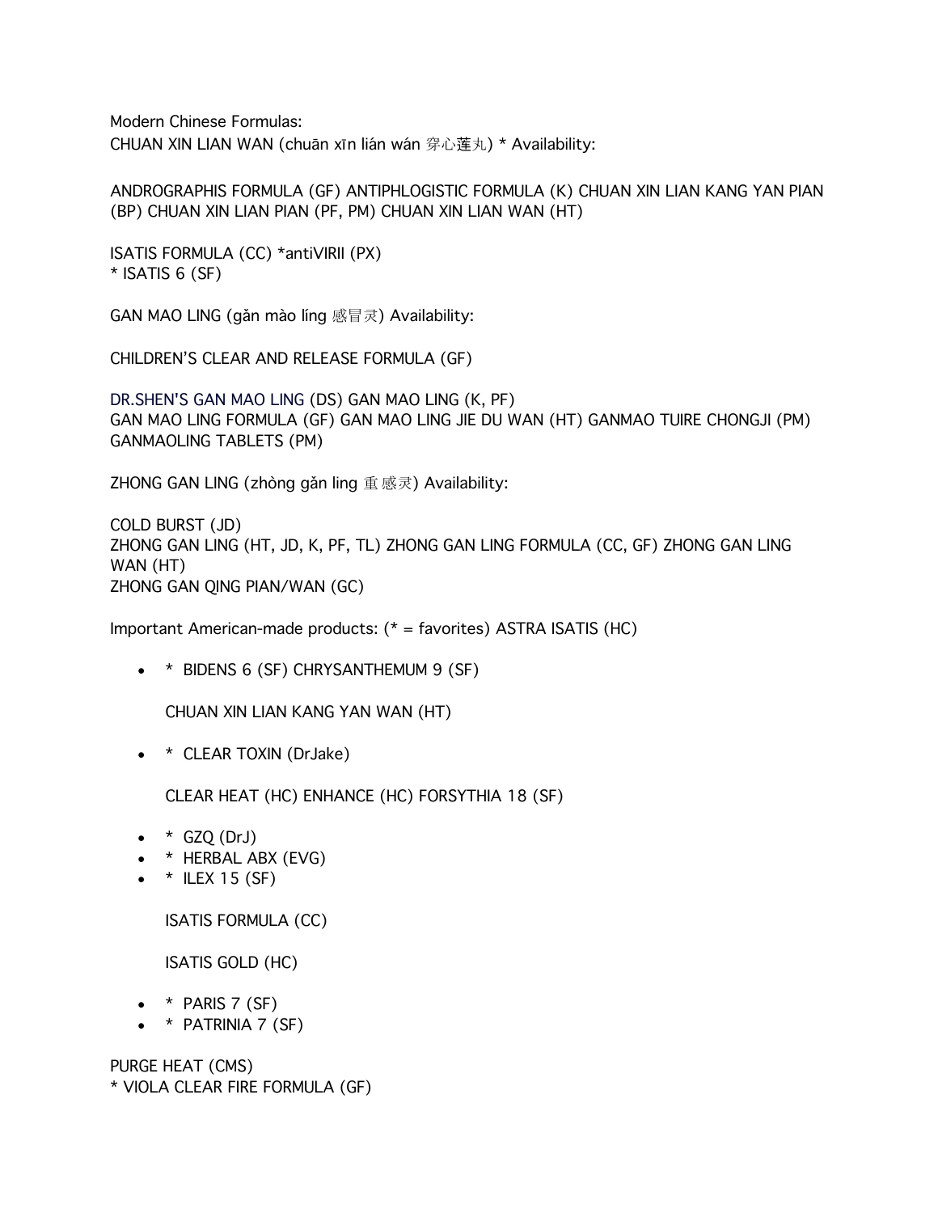Modern Chinese Formulas:
CHUAN XIN LIAN WAN (chuān xīn lián wán 穿心莲丸) * Availability:

ANDROGRAPHIS FORMULA (GF) ANTIPHLOGISTIC FORMULA (K) CHUAN XIN LIAN KANG YAN PIAN (BP) CHUAN XIN LIAN PIAN (PF, PM) CHUAN XIN LIAN WAN (HT)

ISATIS FORMULA (CC) *antiVIRII (PX)
* ISATIS 6 (SF)

GAN MAO LING (gǎn mào líng 感冒灵) Availability:

CHILDREN'S CLEAR AND RELEASE FORMULA (GF)

DR.SHEN'S GAN MAO LING (DS) GAN MAO LING (K, PF)
GAN MAO LING FORMULA (GF) GAN MAO LING JIE DU WAN (HT) GANMAO TUIRE CHONGJI (PM) GANMAOLING TABLETS (PM)

ZHONG GAN LING (zhòng gǎn ling 重感灵) Availability:

COLD BURST (JD)
ZHONG GAN LING (HT, JD, K, PF, TL) ZHONG GAN LING FORMULA (CC, GF) ZHONG GAN LING WAN (HT)
ZHONG GAN QING PIAN/WAN (GC)

Important American-made products: (* = favorites) ASTRA ISATIS (HC)

- * BIDENS 6 (SF) CHRYSANTHEMUM 9 (SF)

  CHUAN XIN LIAN KANG YAN WAN (HT)

- * CLEAR TOXIN (DrJake)

  CLEAR HEAT (HC) ENHANCE (HC) FORSYTHIA 18 (SF)

- * GZQ (DrJ)
- * HERBAL ABX (EVG)
- * ILEX 15 (SF)

  ISATIS FORMULA (CC)

  ISATIS GOLD (HC)

- * PARIS 7 (SF)
- * PATRINIA 7 (SF)

PURGE HEAT (CMS)
* VIOLA CLEAR FIRE FORMULA (GF)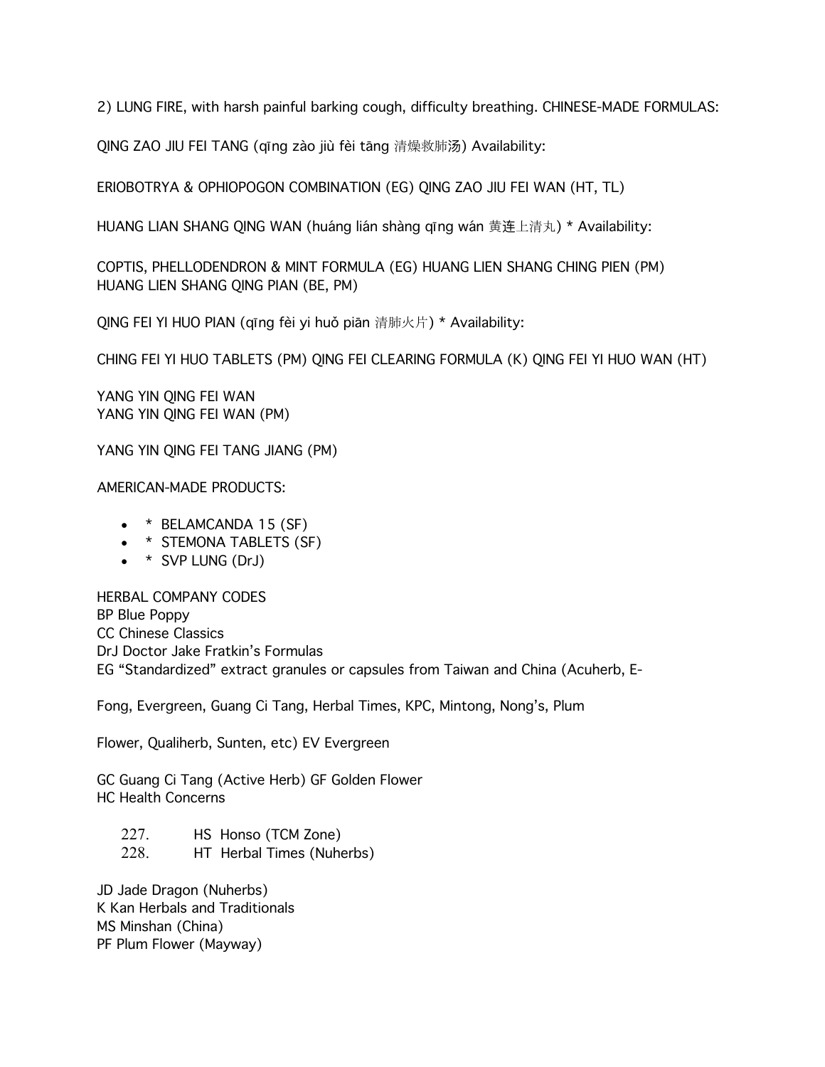2) LUNG FIRE, with harsh painful barking cough, difficulty breathing. CHINESE-MADE FORMULAS:

QING ZAO JIU FEI TANG (qīng zào jiù fèi tāng 清燥救肺汤) Availability:

ERIOBOTRYA & OPHIOPOGON COMBINATION (EG) QING ZAO JIU FEI WAN (HT, TL)

HUANG LIAN SHANG QING WAN (huáng lián shàng qīng wán 黄连上清丸) * Availability:

COPTIS, PHELLODENDRON & MINT FORMULA (EG) HUANG LIEN SHANG CHING PIEN (PM)
HUANG LIEN SHANG QING PIAN (BE, PM)

QING FEI YI HUO PIAN (qīng fèi yi huǒ piān 清肺火片) * Availability:

CHING FEI YI HUO TABLETS (PM) QING FEI CLEARING FORMULA (K) QING FEI YI HUO WAN (HT)

YANG YIN QING FEI WAN
YANG YIN QING FEI WAN (PM)

YANG YIN QING FEI TANG JIANG (PM)

AMERICAN-MADE PRODUCTS:

- * BELAMCANDA 15 (SF)
- * STEMONA TABLETS (SF)
- * SVP LUNG (DrJ)

HERBAL COMPANY CODES
BP Blue Poppy
CC Chinese Classics
DrJ Doctor Jake Fratkin's Formulas
EG "Standardized" extract granules or capsules from Taiwan and China (Acuherb, E-

Fong, Evergreen, Guang Ci Tang, Herbal Times, KPC, Mintong, Nong's, Plum

Flower, Qualiherb, Sunten, etc) EV Evergreen

GC Guang Ci Tang (Active Herb) GF Golden Flower
HC Health Concerns

227. HS Honso (TCM Zone)
228. HT Herbal Times (Nuherbs)

JD Jade Dragon (Nuherbs)
K Kan Herbals and Traditionals
MS Minshan (China)
PF Plum Flower (Mayway)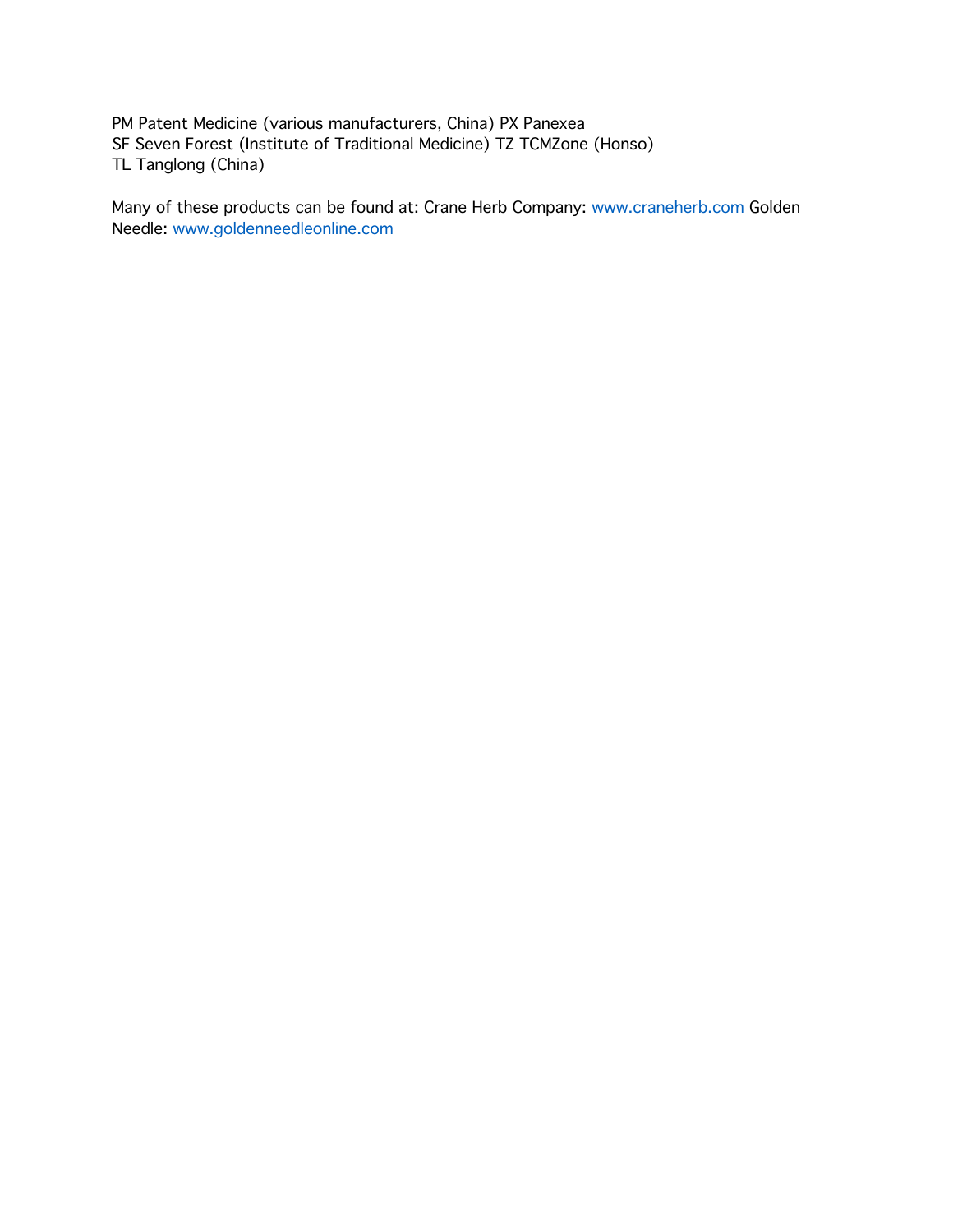PM Patent Medicine (various manufacturers, China) PX Panexea
SF Seven Forest (Institute of Traditional Medicine) TZ TCMZone (Honso)
TL Tanglong (China)

Many of these products can be found at: Crane Herb Company: www.craneherb.com Golden Needle: www.goldenneedleonline.com